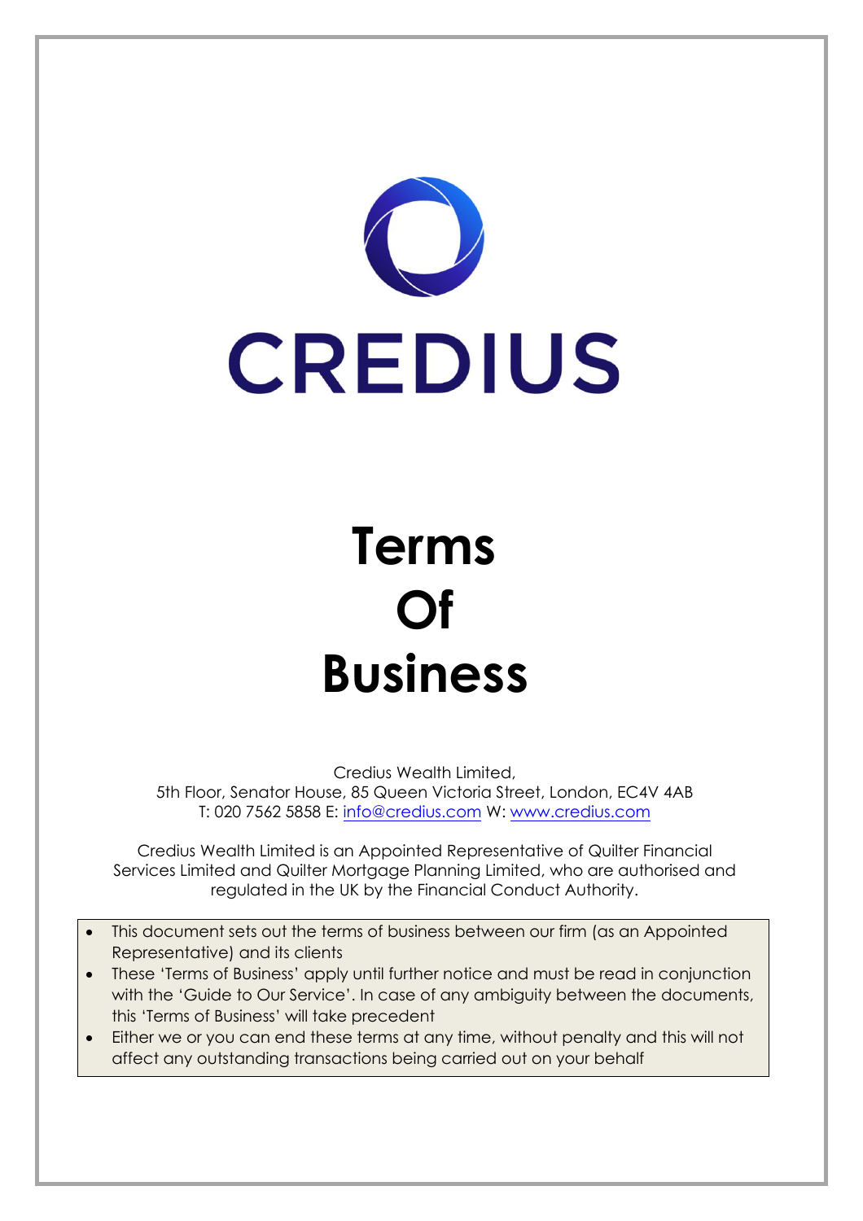CREDIUS

# Terms Of Business

Credius Wealth Limited,
5th Floor, Senator House, 85 Queen Victoria Street, London, EC4V 4AB
T: 020 7562 5858 E: info@credius.com W: www.credius.com

Credius Wealth Limited is an Appointed Representative of Quilter Financial Services Limited and Quilter Mortgage Planning Limited, who are authorised and regulated in the UK by the Financial Conduct Authority.

- This document sets out the terms of business between our firm (as an Appointed Representative) and its clients
- These 'Terms of Business' apply until further notice and must be read in conjunction with the 'Guide to Our Service'. In case of any ambiguity between the documents, this 'Terms of Business' will take precedent
- Either we or you can end these terms at any time, without penalty and this will not affect any outstanding transactions being carried out on your behalf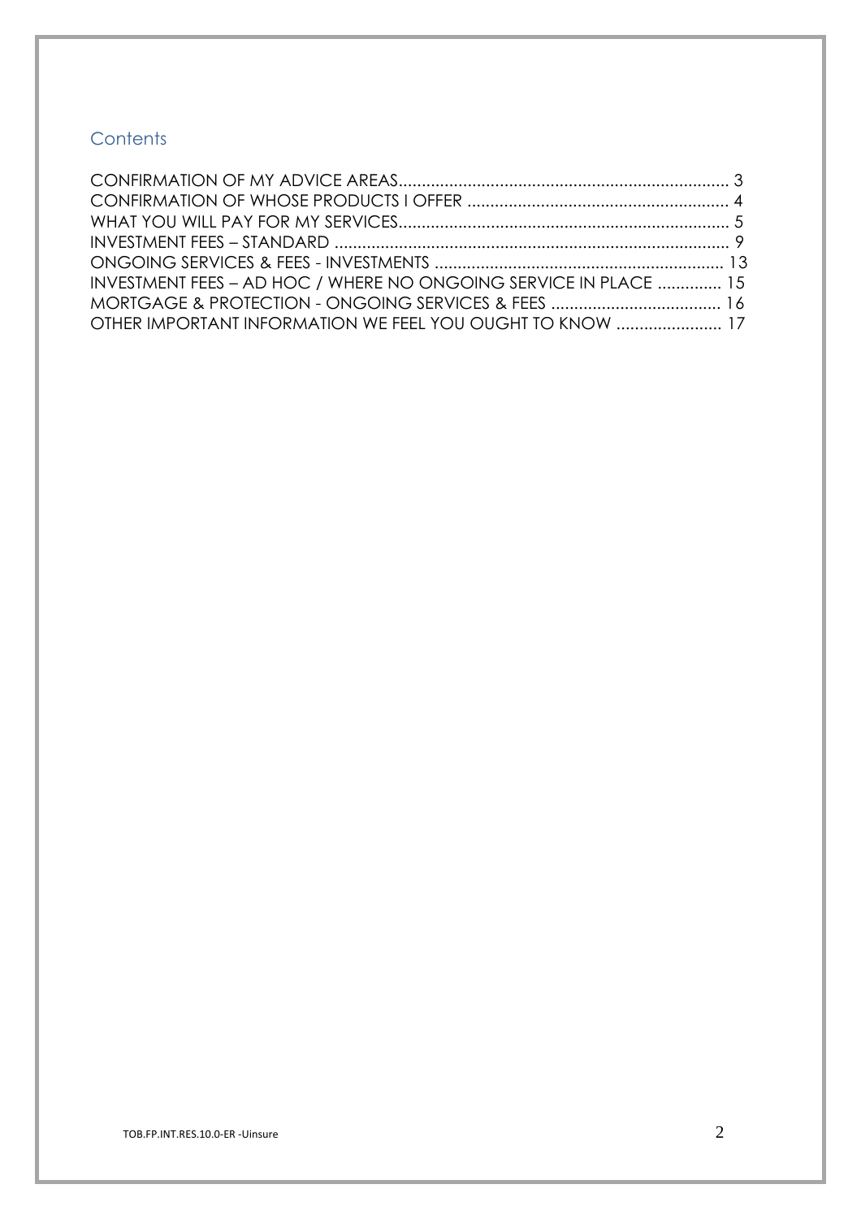## Contents

CONFIRMATION OF MY ADVICE AREAS ........................................................................ 3
CONFIRMATION OF WHOSE PRODUCTS I OFFER ......................................................... 4
WHAT YOU WILL PAY FOR MY SERVICES ........................................................................ 5
INVESTMENT FEES – STANDARD ...................................................................................... 9
ONGOING SERVICES & FEES - INVESTMENTS ............................................................... 13
INVESTMENT FEES – AD HOC / WHERE NO ONGOING SERVICE IN PLACE .............. 15
MORTGAGE & PROTECTION - ONGOING SERVICES & FEES ..................................... 16
OTHER IMPORTANT INFORMATION WE FEEL YOU OUGHT TO KNOW ....................... 17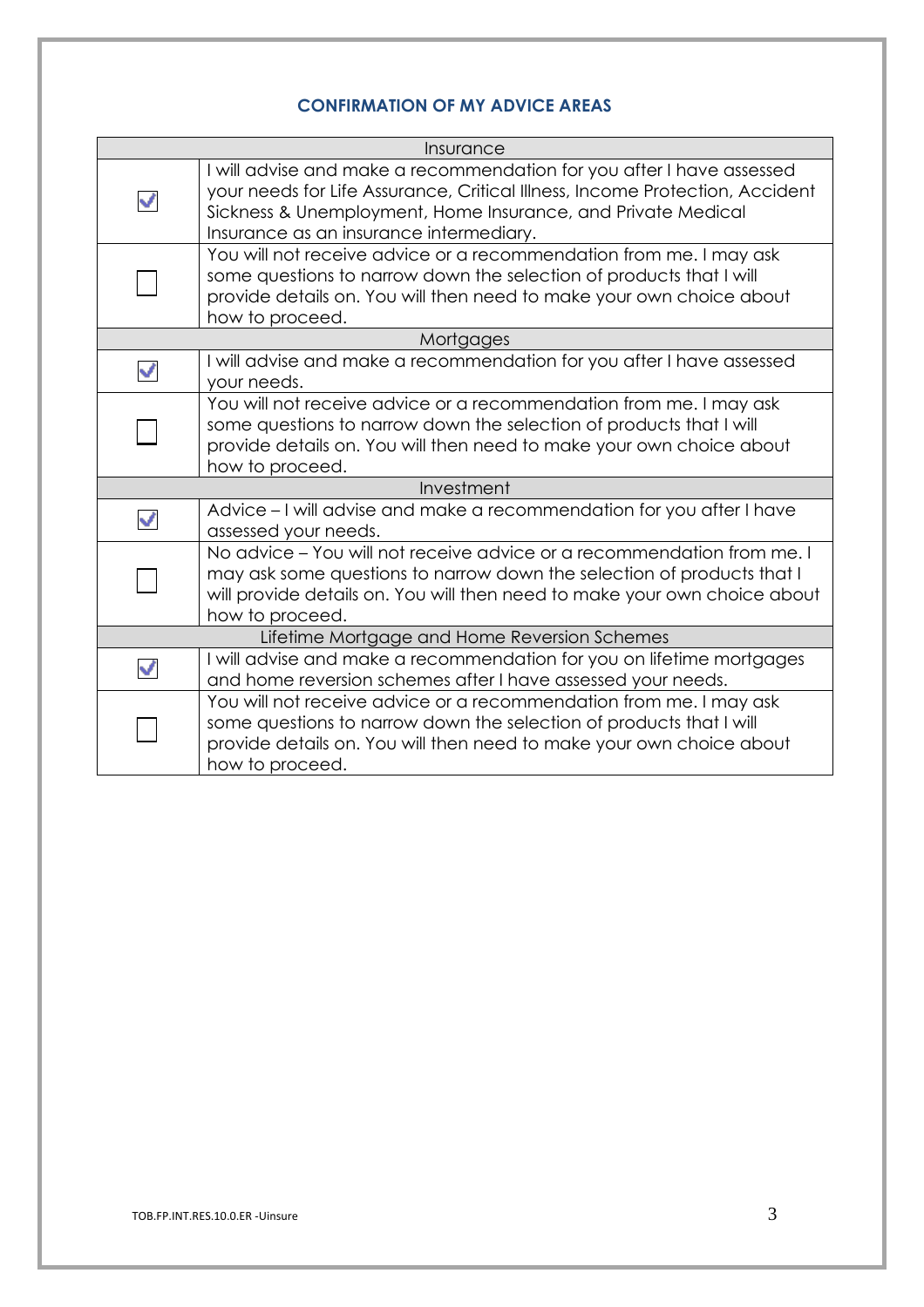## CONFIRMATION OF MY ADVICE AREAS

| | |
|---|---|
| | Insurance |
| ☑ | I will advise and make a recommendation for you after I have assessed your needs for Life Assurance, Critical Illness, Income Protection, Accident Sickness & Unemployment, Home Insurance, and Private Medical Insurance as an insurance intermediary. |
| ☐ | You will not receive advice or a recommendation from me. I may ask some questions to narrow down the selection of products that I will provide details on. You will then need to make your own choice about how to proceed. |
| | Mortgages |
| ☑ | I will advise and make a recommendation for you after I have assessed your needs. |
| ☐ | You will not receive advice or a recommendation from me. I may ask some questions to narrow down the selection of products that I will provide details on. You will then need to make your own choice about how to proceed. |
| | Investment |
| ☑ | Advice – I will advise and make a recommendation for you after I have assessed your needs. |
| ☐ | No advice – You will not receive advice or a recommendation from me. I may ask some questions to narrow down the selection of products that I will provide details on. You will then need to make your own choice about how to proceed. |
| | Lifetime Mortgage and Home Reversion Schemes |
| ☑ | I will advise and make a recommendation for you on lifetime mortgages and home reversion schemes after I have assessed your needs. |
| ☐ | You will not receive advice or a recommendation from me. I may ask some questions to narrow down the selection of products that I will provide details on. You will then need to make your own choice about how to proceed. |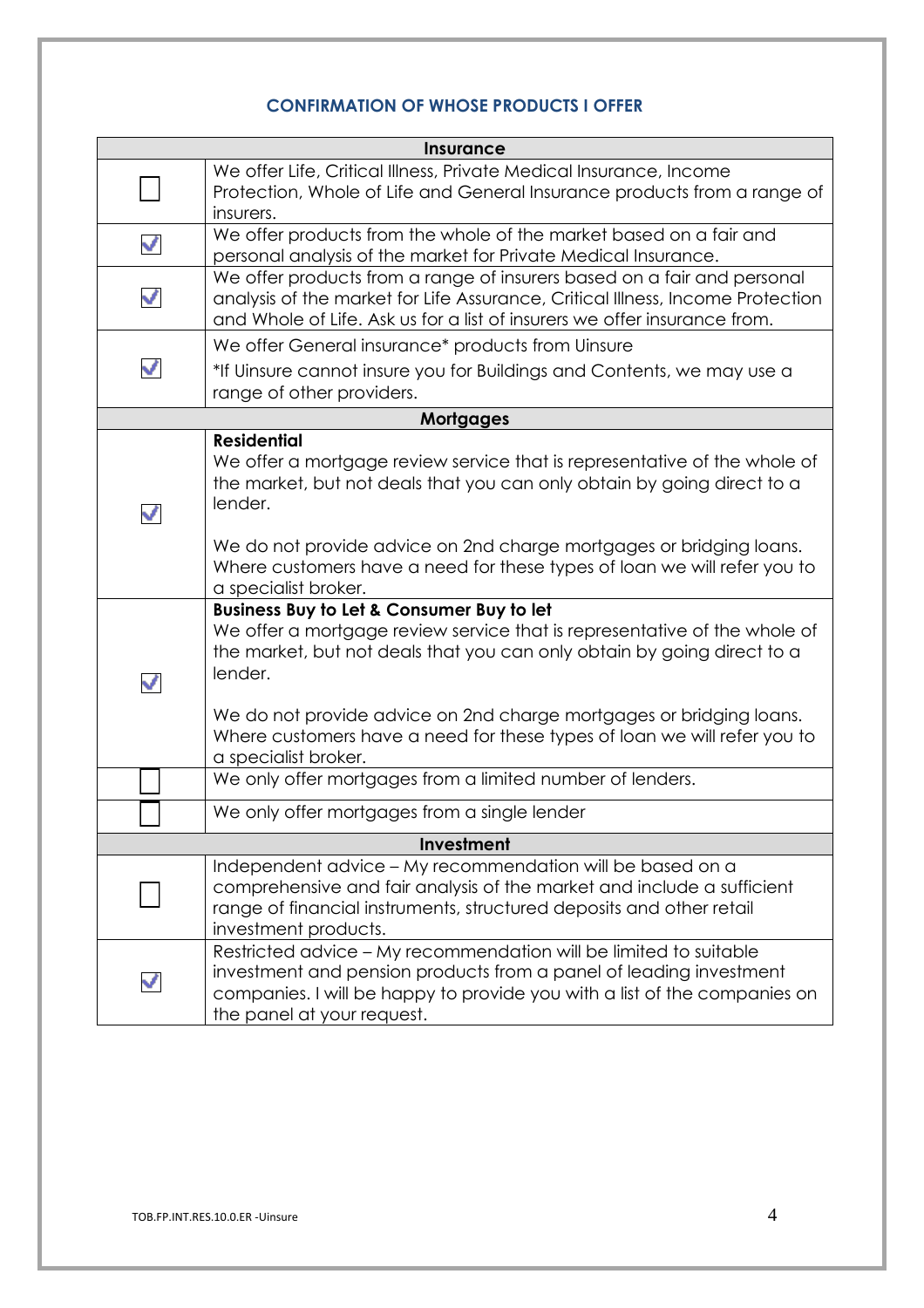## CONFIRMATION OF WHOSE PRODUCTS I OFFER

| | |
|---|---|
| **Insurance** | |
| ☐ | We offer Life, Critical Illness, Private Medical Insurance, Income Protection, Whole of Life and General Insurance products from a range of insurers. |
| ☑ | We offer products from the whole of the market based on a fair and personal analysis of the market for Private Medical Insurance. |
| ☑ | We offer products from a range of insurers based on a fair and personal analysis of the market for Life Assurance, Critical Illness, Income Protection and Whole of Life. Ask us for a list of insurers we offer insurance from. |
| ☑ | We offer General insurance* products from Uinsure<br><br>*If Uinsure cannot insure you for Buildings and Contents, we may use a range of other providers. |
| **Mortgages** | |
| ☑ | **Residential**<br>We offer a mortgage review service that is representative of the whole of the market, but not deals that you can only obtain by going direct to a lender.<br><br>We do not provide advice on 2nd charge mortgages or bridging loans. Where customers have a need for these types of loan we will refer you to a specialist broker. |
| ☑ | **Business Buy to Let & Consumer Buy to let**<br>We offer a mortgage review service that is representative of the whole of the market, but not deals that you can only obtain by going direct to a lender.<br><br>We do not provide advice on 2nd charge mortgages or bridging loans. Where customers have a need for these types of loan we will refer you to a specialist broker. |
| ☐ | We only offer mortgages from a limited number of lenders. |
| ☐ | We only offer mortgages from a single lender |
| **Investment** | |
| ☐ | Independent advice – My recommendation will be based on a comprehensive and fair analysis of the market and include a sufficient range of financial instruments, structured deposits and other retail investment products. |
| ☑ | Restricted advice – My recommendation will be limited to suitable investment and pension products from a panel of leading investment companies. I will be happy to provide you with a list of the companies on the panel at your request. |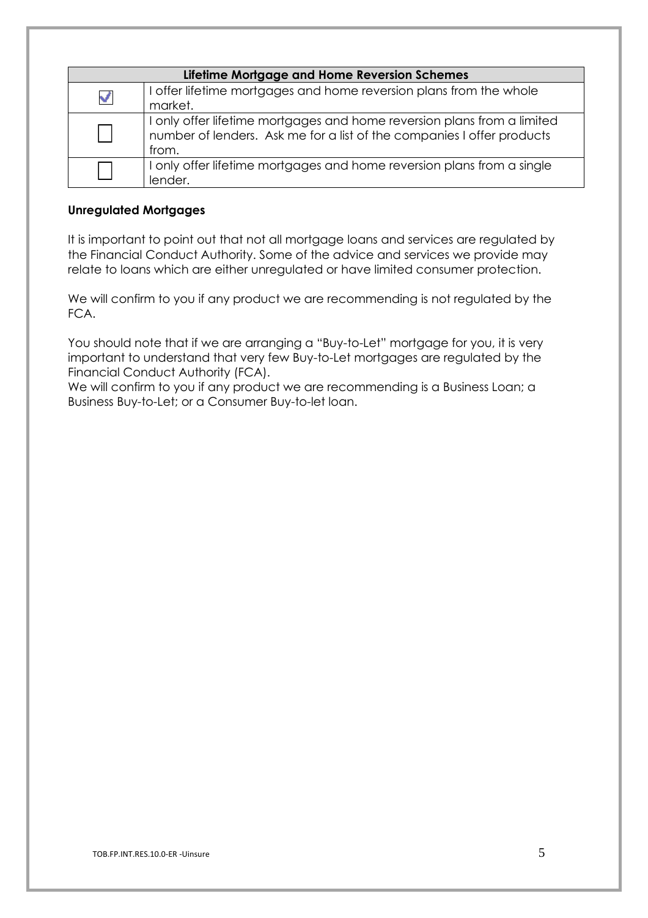| Lifetime Mortgage and Home Reversion Schemes | |
|---|---|
| ☑ | I offer lifetime mortgages and home reversion plans from the whole market. |
| ☐ | I only offer lifetime mortgages and home reversion plans from a limited number of lenders. Ask me for a list of the companies I offer products from. |
| ☐ | I only offer lifetime mortgages and home reversion plans from a single lender. |

**Unregulated Mortgages**

It is important to point out that not all mortgage loans and services are regulated by the Financial Conduct Authority. Some of the advice and services we provide may relate to loans which are either unregulated or have limited consumer protection.

We will confirm to you if any product we are recommending is not regulated by the FCA.

You should note that if we are arranging a "Buy-to-Let" mortgage for you, it is very important to understand that very few Buy-to-Let mortgages are regulated by the Financial Conduct Authority (FCA).
We will confirm to you if any product we are recommending is a Business Loan; a Business Buy-to-Let; or a Consumer Buy-to-let loan.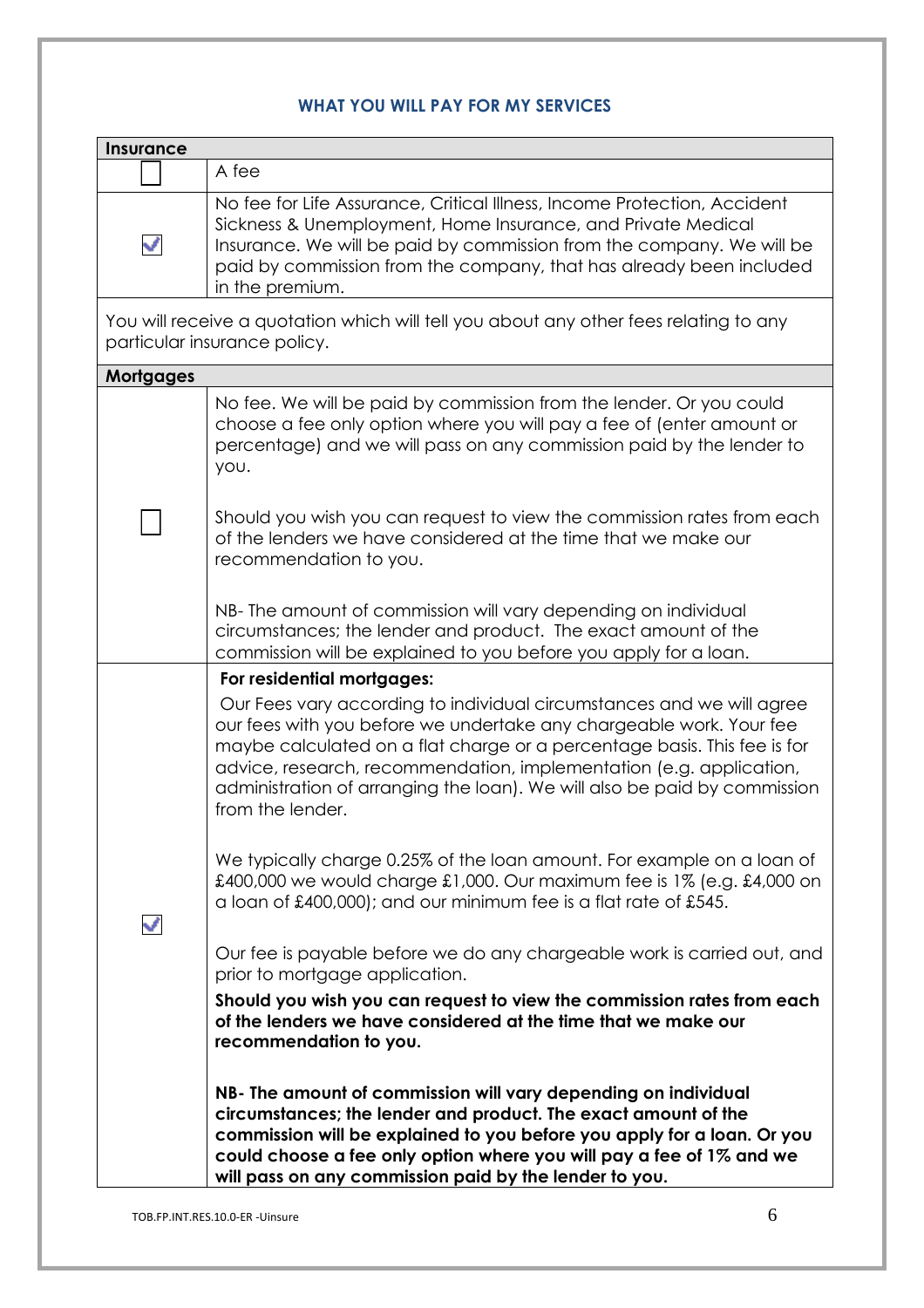## WHAT YOU WILL PAY FOR MY SERVICES

| Insurance | |
|---|---|
| ☐ | A fee |
| ☑ | No fee for Life Assurance, Critical Illness, Income Protection, Accident Sickness & Unemployment, Home Insurance, and Private Medical Insurance. We will be paid by commission from the company. We will be paid by commission from the company, that has already been included in the premium. |
| You will receive a quotation which will tell you about any other fees relating to any particular insurance policy. | |

| Mortgages | |
|---|---|
| ☐ | No fee. We will be paid by commission from the lender. Or you could choose a fee only option where you will pay a fee of (enter amount or percentage) and we will pass on any commission paid by the lender to you.<br><br>Should you wish you can request to view the commission rates from each of the lenders we have considered at the time that we make our recommendation to you.<br><br>NB- The amount of commission will vary depending on individual circumstances; the lender and product. The exact amount of the commission will be explained to you before you apply for a loan. |
| ☑ | **For residential mortgages:**<br>Our Fees vary according to individual circumstances and we will agree our fees with you before we undertake any chargeable work. Your fee maybe calculated on a flat charge or a percentage basis. This fee is for advice, research, recommendation, implementation (e.g. application, administration of arranging the loan). We will also be paid by commission from the lender.<br><br>We typically charge 0.25% of the loan amount. For example on a loan of £400,000 we would charge £1,000. Our maximum fee is 1% (e.g. £4,000 on a loan of £400,000); and our minimum fee is a flat rate of £545.<br><br>Our fee is payable before we do any chargeable work is carried out, and prior to mortgage application.<br>**Should you wish you can request to view the commission rates from each of the lenders we have considered at the time that we make our recommendation to you.**<br><br>**NB- The amount of commission will vary depending on individual circumstances; the lender and product. The exact amount of the commission will be explained to you before you apply for a loan. Or you could choose a fee only option where you will pay a fee of 1% and we will pass on any commission paid by the lender to you.** |

TOB.FP.INT.RES.10.0-ER -Uinsure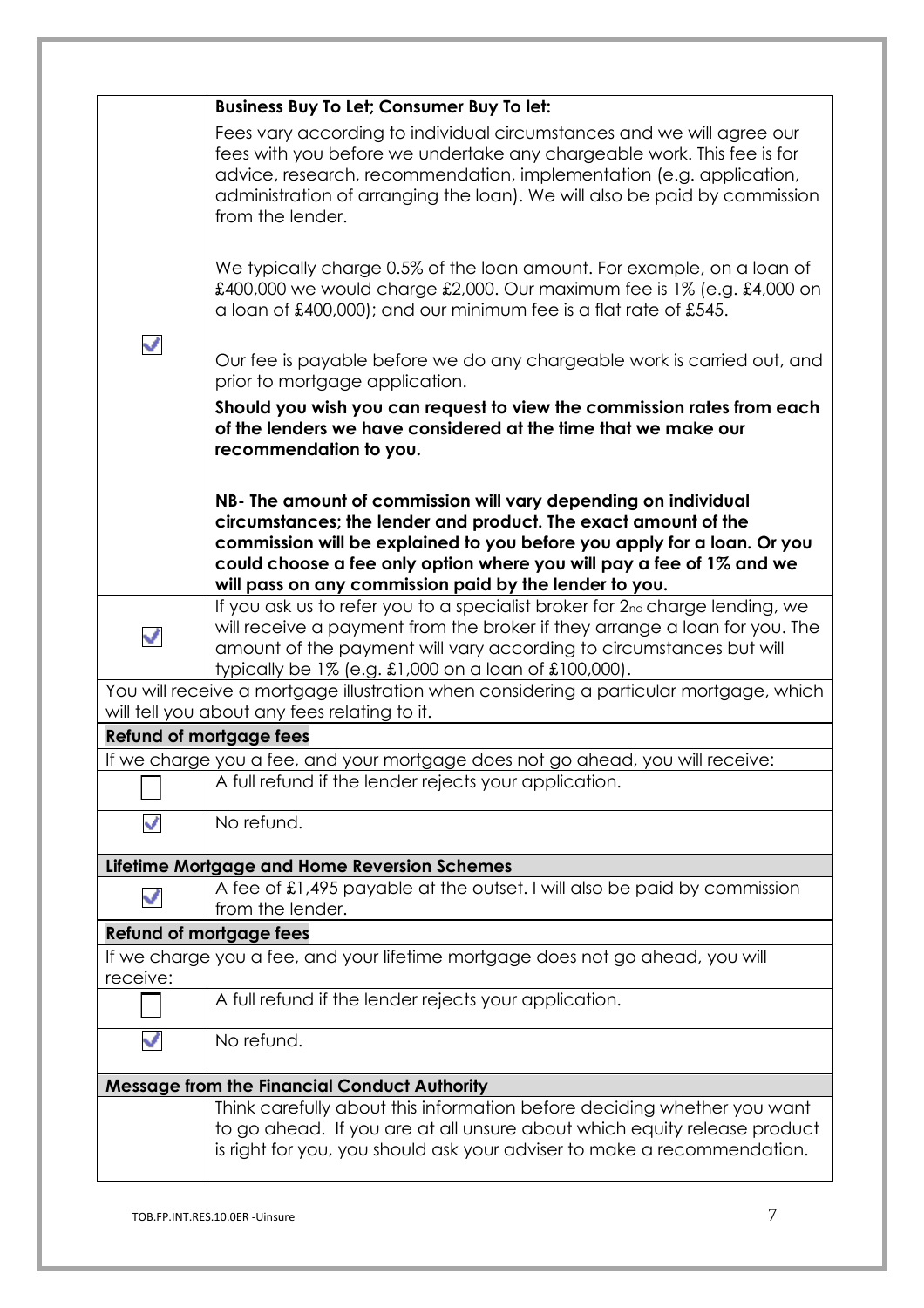| | |
|---|---|
| ☑ | **Business Buy To Let; Consumer Buy To let:**<br><br>Fees vary according to individual circumstances and we will agree our fees with you before we undertake any chargeable work. This fee is for advice, research, recommendation, implementation (e.g. application, administration of arranging the loan). We will also be paid by commission from the lender.<br><br>We typically charge 0.5% of the loan amount. For example, on a loan of £400,000 we would charge £2,000. Our maximum fee is 1% (e.g. £4,000 on a loan of £400,000); and our minimum fee is a flat rate of £545.<br><br>Our fee is payable before we do any chargeable work is carried out, and prior to mortgage application.<br><br>**Should you wish you can request to view the commission rates from each of the lenders we have considered at the time that we make our recommendation to you.**<br><br>**NB- The amount of commission will vary depending on individual circumstances; the lender and product. The exact amount of the commission will be explained to you before you apply for a loan. Or you could choose a fee only option where you will pay a fee of 1% and we will pass on any commission paid by the lender to you.** |
| ☑ | If you ask us to refer you to a specialist broker for 2nd charge lending, we will receive a payment from the broker if they arrange a loan for you. The amount of the payment will vary according to circumstances but will typically be 1% (e.g. £1,000 on a loan of £100,000). |
| You will receive a mortgage illustration when considering a particular mortgage, which will tell you about any fees relating to it. | |
| **Refund of mortgage fees** | |
| If we charge you a fee, and your mortgage does not go ahead, you will receive: | |
| ☐ | A full refund if the lender rejects your application. |
| ☑ | No refund. |
| **Lifetime Mortgage and Home Reversion Schemes** | |
| ☑ | A fee of £1,495 payable at the outset. I will also be paid by commission from the lender. |
| **Refund of mortgage fees** | |
| If we charge you a fee, and your lifetime mortgage does not go ahead, you will receive: | |
| ☐ | A full refund if the lender rejects your application. |
| ☑ | No refund. |
| **Message from the Financial Conduct Authority** | |
| | Think carefully about this information before deciding whether you want to go ahead. If you are at all unsure about which equity release product is right for you, you should ask your adviser to make a recommendation. |

TOB.FP.INT.RES.10.0ER -Uinsure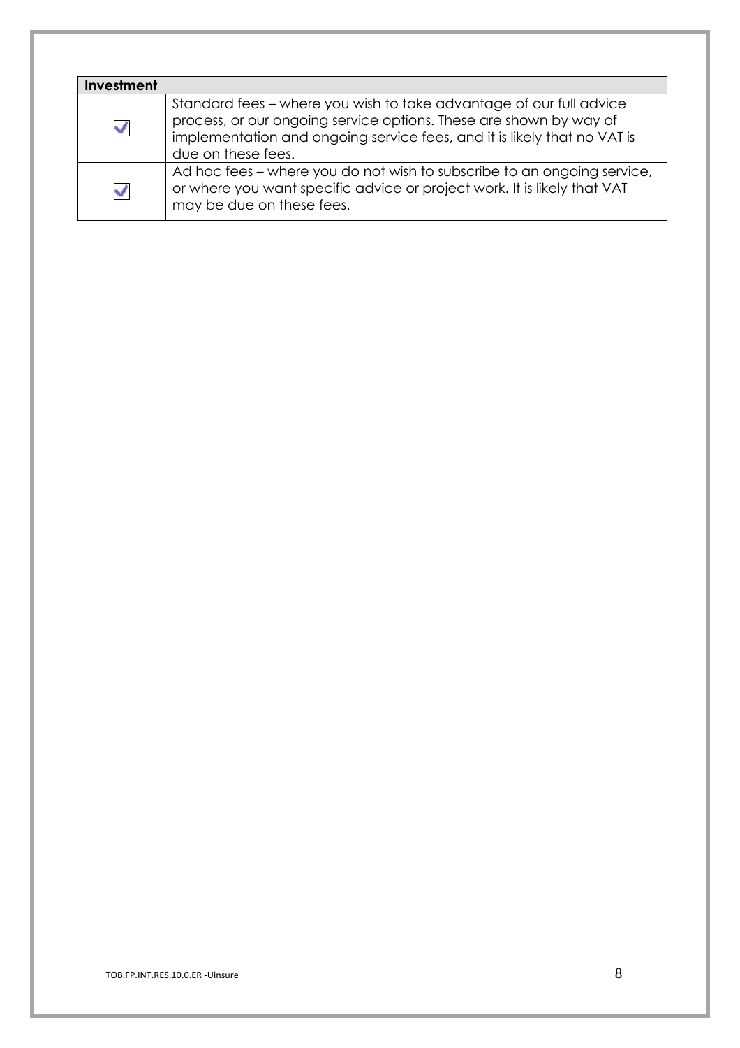| Investment | |
| --- | --- |
| ☑ | Standard fees – where you wish to take advantage of our full advice process, or our ongoing service options. These are shown by way of implementation and ongoing service fees, and it is likely that no VAT is due on these fees. |
| ☑ | Ad hoc fees – where you do not wish to subscribe to an ongoing service, or where you want specific advice or project work. It is likely that VAT may be due on these fees. |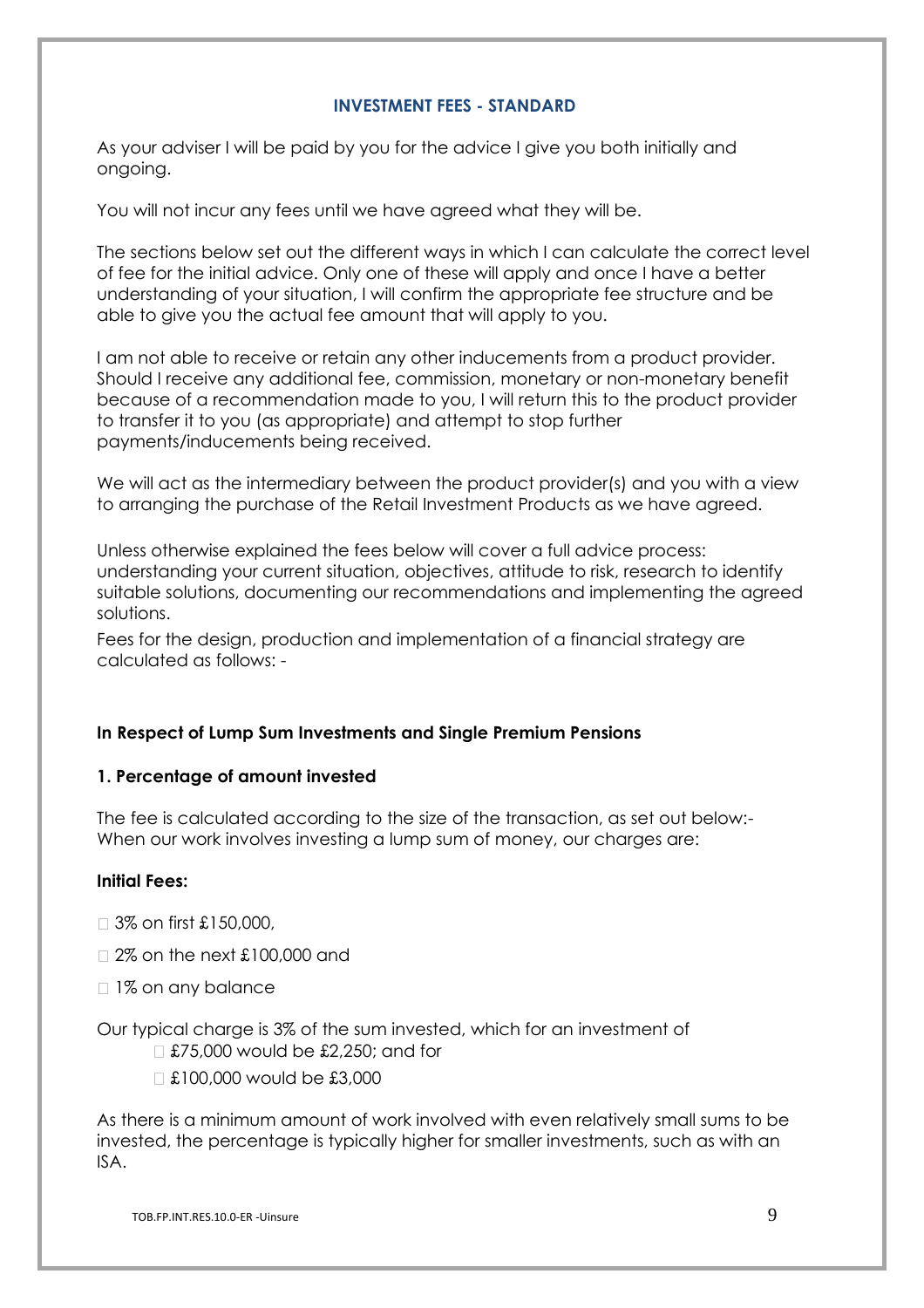## INVESTMENT FEES - STANDARD

As your adviser I will be paid by you for the advice I give you both initially and ongoing.

You will not incur any fees until we have agreed what they will be.

The sections below set out the different ways in which I can calculate the correct level of fee for the initial advice. Only one of these will apply and once I have a better understanding of your situation, I will confirm the appropriate fee structure and be able to give you the actual fee amount that will apply to you.

I am not able to receive or retain any other inducements from a product provider. Should I receive any additional fee, commission, monetary or non-monetary benefit because of a recommendation made to you, I will return this to the product provider to transfer it to you (as appropriate) and attempt to stop further payments/inducements being received.

We will act as the intermediary between the product provider(s) and you with a view to arranging the purchase of the Retail Investment Products as we have agreed.

Unless otherwise explained the fees below will cover a full advice process: understanding your current situation, objectives, attitude to risk, research to identify suitable solutions, documenting our recommendations and implementing the agreed solutions.

Fees for the design, production and implementation of a financial strategy are calculated as follows: -

### In Respect of Lump Sum Investments and Single Premium Pensions

#### 1. Percentage of amount invested

The fee is calculated according to the size of the transaction, as set out below:-
When our work involves investing a lump sum of money, our charges are:

**Initial Fees:**

- 3% on first £150,000,
- 2% on the next £100,000 and
- 1% on any balance

Our typical charge is 3% of the sum invested, which for an investment of

- £75,000 would be £2,250; and for
- £100,000 would be £3,000

As there is a minimum amount of work involved with even relatively small sums to be invested, the percentage is typically higher for smaller investments, such as with an ISA.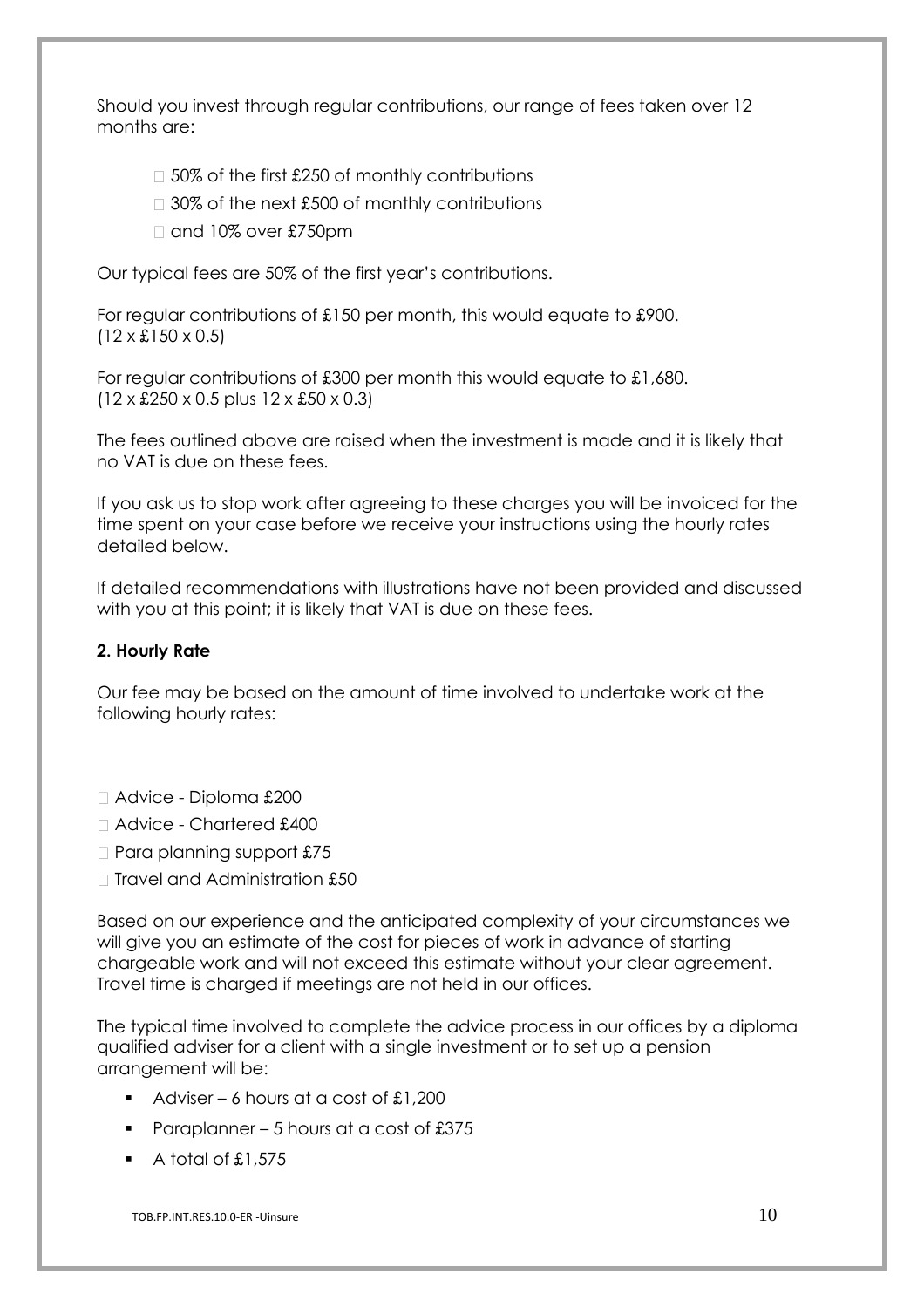Should you invest through regular contributions, our range of fees taken over 12 months are:

- 50% of the first £250 of monthly contributions
- 30% of the next £500 of monthly contributions
- and 10% over £750pm

Our typical fees are 50% of the first year's contributions.

For regular contributions of £150 per month, this would equate to £900. (12 x £150 x 0.5)

For regular contributions of £300 per month this would equate to £1,680. (12 x £250 x 0.5 plus 12 x £50 x 0.3)

The fees outlined above are raised when the investment is made and it is likely that no VAT is due on these fees.

If you ask us to stop work after agreeing to these charges you will be invoiced for the time spent on your case before we receive your instructions using the hourly rates detailed below.

If detailed recommendations with illustrations have not been provided and discussed with you at this point; it is likely that VAT is due on these fees.

**2. Hourly Rate**

Our fee may be based on the amount of time involved to undertake work at the following hourly rates:

- Advice - Diploma £200
- Advice - Chartered £400
- Para planning support £75
- Travel and Administration £50

Based on our experience and the anticipated complexity of your circumstances we will give you an estimate of the cost for pieces of work in advance of starting chargeable work and will not exceed this estimate without your clear agreement. Travel time is charged if meetings are not held in our offices.

The typical time involved to complete the advice process in our offices by a diploma qualified adviser for a client with a single investment or to set up a pension arrangement will be:

- Adviser – 6 hours at a cost of £1,200
- Paraplanner – 5 hours at a cost of £375
- A total of £1,575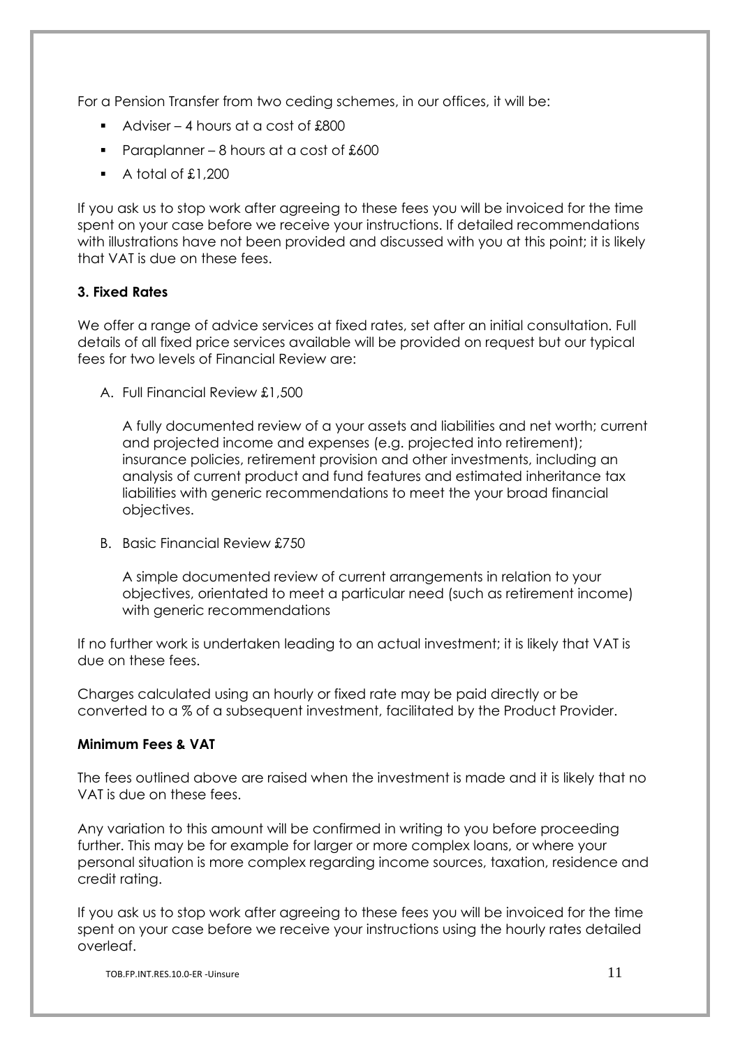For a Pension Transfer from two ceding schemes, in our offices, it will be:

- Adviser – 4 hours at a cost of £800
- Paraplanner – 8 hours at a cost of £600
- A total of £1,200

If you ask us to stop work after agreeing to these fees you will be invoiced for the time spent on your case before we receive your instructions. If detailed recommendations with illustrations have not been provided and discussed with you at this point; it is likely that VAT is due on these fees.

**3. Fixed Rates**

We offer a range of advice services at fixed rates, set after an initial consultation. Full details of all fixed price services available will be provided on request but our typical fees for two levels of Financial Review are:

A. Full Financial Review £1,500

   A fully documented review of a your assets and liabilities and net worth; current and projected income and expenses (e.g. projected into retirement); insurance policies, retirement provision and other investments, including an analysis of current product and fund features and estimated inheritance tax liabilities with generic recommendations to meet the your broad financial objectives.

B. Basic Financial Review £750

   A simple documented review of current arrangements in relation to your objectives, orientated to meet a particular need (such as retirement income) with generic recommendations

If no further work is undertaken leading to an actual investment; it is likely that VAT is due on these fees.

Charges calculated using an hourly or fixed rate may be paid directly or be converted to a % of a subsequent investment, facilitated by the Product Provider.

**Minimum Fees & VAT**

The fees outlined above are raised when the investment is made and it is likely that no VAT is due on these fees.

Any variation to this amount will be confirmed in writing to you before proceeding further. This may be for example for larger or more complex loans, or where your personal situation is more complex regarding income sources, taxation, residence and credit rating.

If you ask us to stop work after agreeing to these fees you will be invoiced for the time spent on your case before we receive your instructions using the hourly rates detailed overleaf.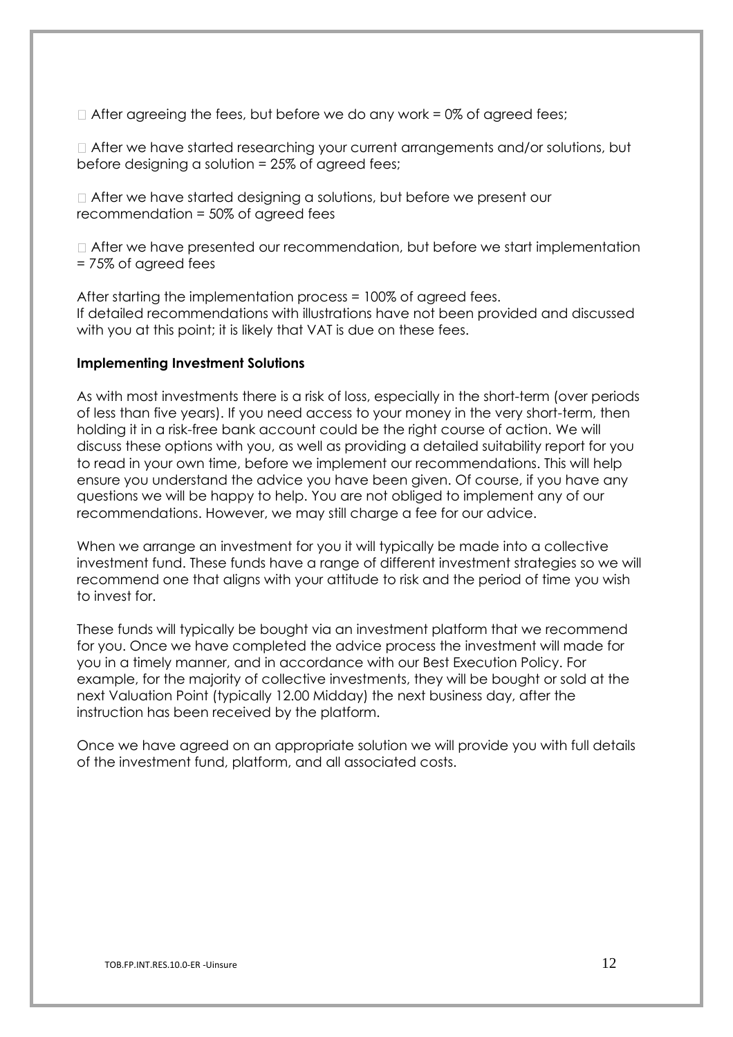- After agreeing the fees, but before we do any work = 0% of agreed fees;
- After we have started researching your current arrangements and/or solutions, but before designing a solution = 25% of agreed fees;
- After we have started designing a solutions, but before we present our recommendation = 50% of agreed fees
- After we have presented our recommendation, but before we start implementation = 75% of agreed fees

After starting the implementation process = 100% of agreed fees.
If detailed recommendations with illustrations have not been provided and discussed with you at this point; it is likely that VAT is due on these fees.

**Implementing Investment Solutions**

As with most investments there is a risk of loss, especially in the short-term (over periods of less than five years). If you need access to your money in the very short-term, then holding it in a risk-free bank account could be the right course of action. We will discuss these options with you, as well as providing a detailed suitability report for you to read in your own time, before we implement our recommendations. This will help ensure you understand the advice you have been given. Of course, if you have any questions we will be happy to help. You are not obliged to implement any of our recommendations. However, we may still charge a fee for our advice.

When we arrange an investment for you it will typically be made into a collective investment fund. These funds have a range of different investment strategies so we will recommend one that aligns with your attitude to risk and the period of time you wish to invest for.

These funds will typically be bought via an investment platform that we recommend for you. Once we have completed the advice process the investment will made for you in a timely manner, and in accordance with our Best Execution Policy. For example, for the majority of collective investments, they will be bought or sold at the next Valuation Point (typically 12.00 Midday) the next business day, after the instruction has been received by the platform.

Once we have agreed on an appropriate solution we will provide you with full details of the investment fund, platform, and all associated costs.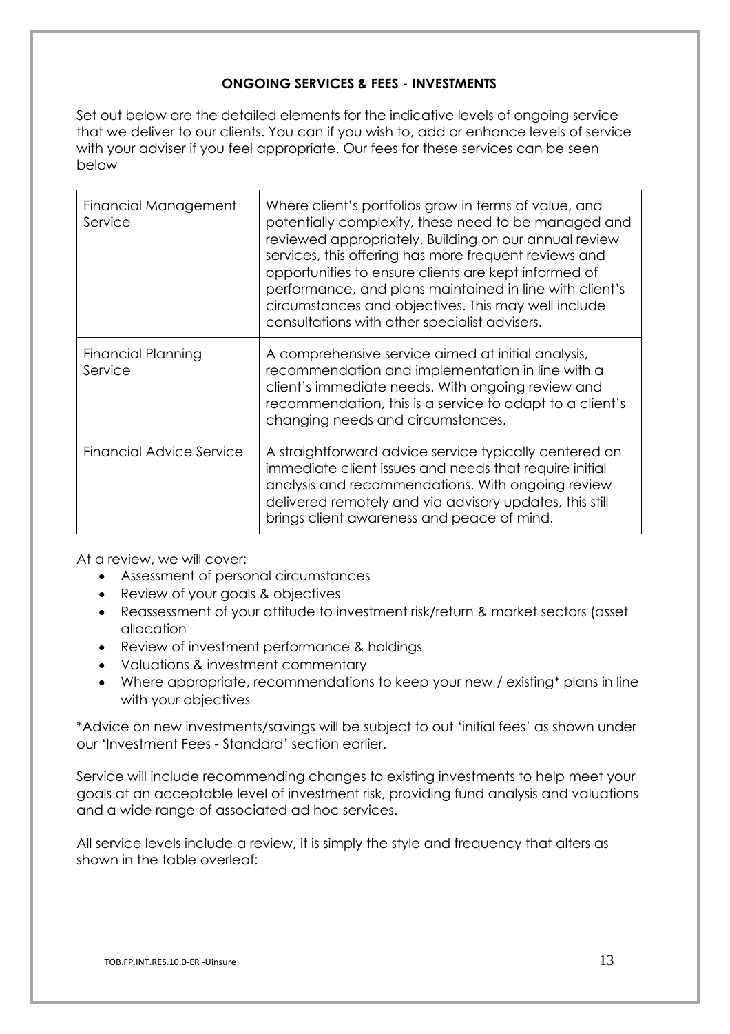## ONGOING SERVICES & FEES - INVESTMENTS

Set out below are the detailed elements for the indicative levels of ongoing service that we deliver to our clients. You can if you wish to, add or enhance levels of service with your adviser if you feel appropriate. Our fees for these services can be seen below

| | |
|---|---|
| Financial Management Service | Where client's portfolios grow in terms of value, and potentially complexity, these need to be managed and reviewed appropriately. Building on our annual review services, this offering has more frequent reviews and opportunities to ensure clients are kept informed of performance, and plans maintained in line with client's circumstances and objectives. This may well include consultations with other specialist advisers. |
| Financial Planning Service | A comprehensive service aimed at initial analysis, recommendation and implementation in line with a client's immediate needs. With ongoing review and recommendation, this is a service to adapt to a client's changing needs and circumstances. |
| Financial Advice Service | A straightforward advice service typically centered on immediate client issues and needs that require initial analysis and recommendations. With ongoing review delivered remotely and via advisory updates, this still brings client awareness and peace of mind. |

At a review, we will cover:

- Assessment of personal circumstances
- Review of your goals & objectives
- Reassessment of your attitude to investment risk/return & market sectors (asset allocation
- Review of investment performance & holdings
- Valuations & investment commentary
- Where appropriate, recommendations to keep your new / existing* plans in line with your objectives

*Advice on new investments/savings will be subject to out 'initial fees' as shown under our 'Investment Fees - Standard' section earlier.

Service will include recommending changes to existing investments to help meet your goals at an acceptable level of investment risk, providing fund analysis and valuations and a wide range of associated ad hoc services.

All service levels include a review, it is simply the style and frequency that alters as shown in the table overleaf: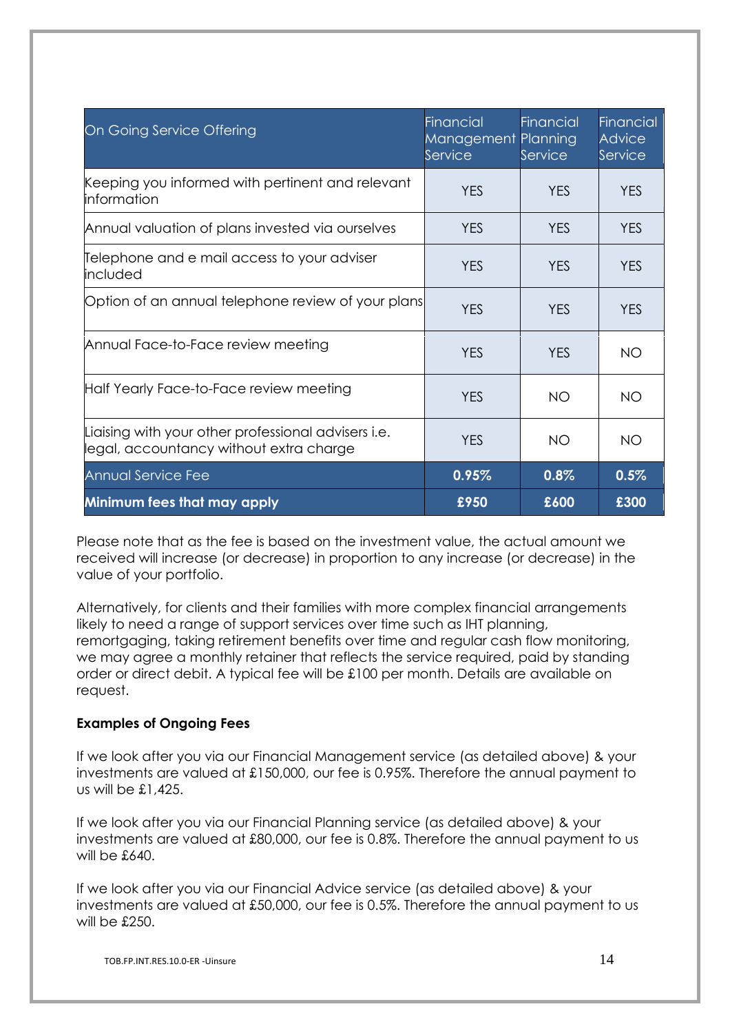| On Going Service Offering | Financial Management Service | Financial Planning Service | Financial Advice Service |
|---|---|---|---|
| Keeping you informed with pertinent and relevant information | YES | YES | YES |
| Annual valuation of plans invested via ourselves | YES | YES | YES |
| Telephone and e mail access to your adviser included | YES | YES | YES |
| Option of an annual telephone review of your plans | YES | YES | YES |
| Annual Face-to-Face review meeting | YES | YES | NO |
| Half Yearly Face-to-Face review meeting | YES | NO | NO |
| Liaising with your other professional advisers i.e. legal, accountancy without extra charge | YES | NO | NO |
| Annual Service Fee | **0.95%** | **0.8%** | **0.5%** |
| **Minimum fees that may apply** | **£950** | **£600** | **£300** |

Please note that as the fee is based on the investment value, the actual amount we received will increase (or decrease) in proportion to any increase (or decrease) in the value of your portfolio.

Alternatively, for clients and their families with more complex financial arrangements likely to need a range of support services over time such as IHT planning, remortgaging, taking retirement benefits over time and regular cash flow monitoring, we may agree a monthly retainer that reflects the service required, paid by standing order or direct debit. A typical fee will be £100 per month. Details are available on request.

**Examples of Ongoing Fees**

If we look after you via our Financial Management service (as detailed above) & your investments are valued at £150,000, our fee is 0.95%. Therefore the annual payment to us will be £1,425.

If we look after you via our Financial Planning service (as detailed above) & your investments are valued at £80,000, our fee is 0.8%. Therefore the annual payment to us will be £640.

If we look after you via our Financial Advice service (as detailed above) & your investments are valued at £50,000, our fee is 0.5%. Therefore the annual payment to us will be £250.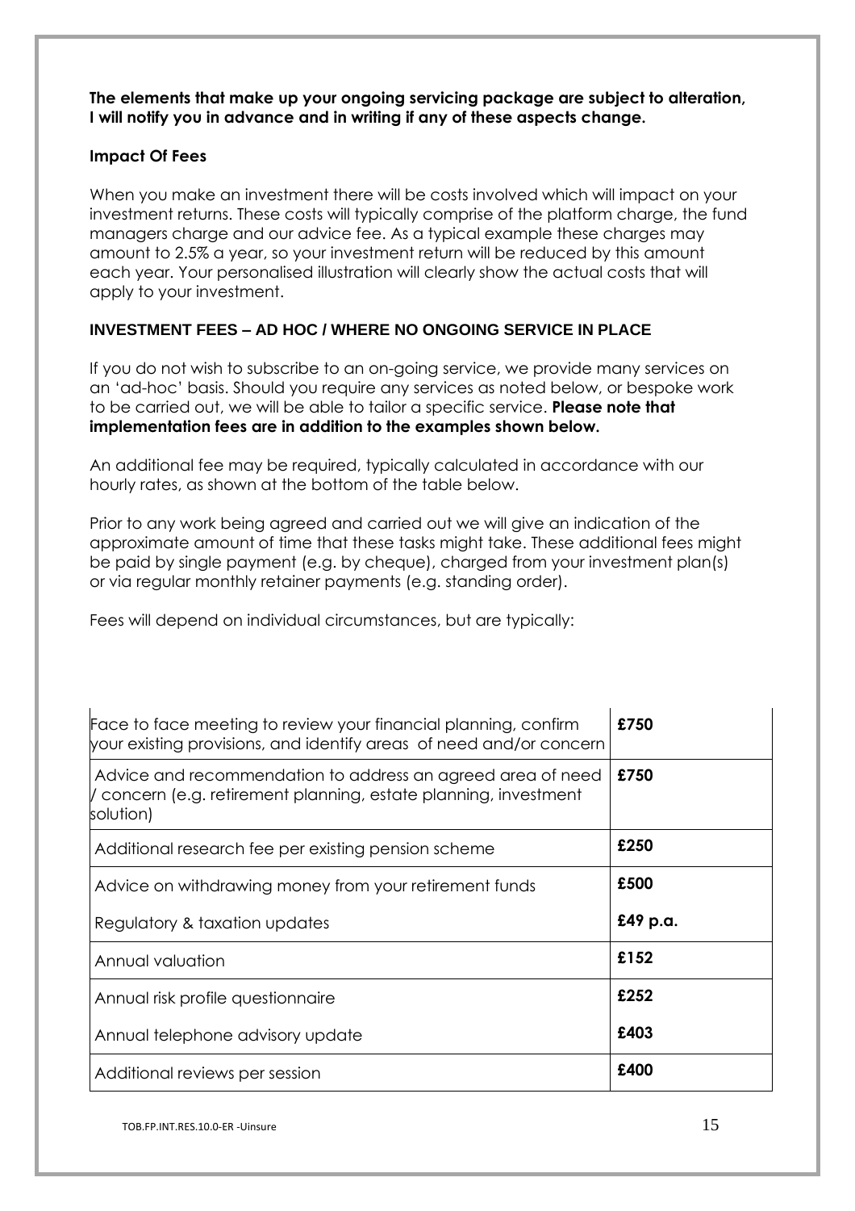**The elements that make up your ongoing servicing package are subject to alteration, I will notify you in advance and in writing if any of these aspects change.**

### Impact Of Fees

When you make an investment there will be costs involved which will impact on your investment returns. These costs will typically comprise of the platform charge, the fund managers charge and our advice fee. As a typical example these charges may amount to 2.5% a year, so your investment return will be reduced by this amount each year. Your personalised illustration will clearly show the actual costs that will apply to your investment.

### INVESTMENT FEES – AD HOC / WHERE NO ONGOING SERVICE IN PLACE

If you do not wish to subscribe to an on-going service, we provide many services on an 'ad-hoc' basis. Should you require any services as noted below, or bespoke work to be carried out, we will be able to tailor a specific service. **Please note that implementation fees are in addition to the examples shown below.**

An additional fee may be required, typically calculated in accordance with our hourly rates, as shown at the bottom of the table below.

Prior to any work being agreed and carried out we will give an indication of the approximate amount of time that these tasks might take. These additional fees might be paid by single payment (e.g. by cheque), charged from your investment plan(s) or via regular monthly retainer payments (e.g. standing order).

Fees will depend on individual circumstances, but are typically:

| | |
|---|---|
| Face to face meeting to review your financial planning, confirm your existing provisions, and identify areas of need and/or concern | **£750** |
| Advice and recommendation to address an agreed area of need / concern (e.g. retirement planning, estate planning, investment solution) | **£750** |
| Additional research fee per existing pension scheme | **£250** |
| Advice on withdrawing money from your retirement funds | **£500** |
| Regulatory & taxation updates | **£49 p.a.** |
| Annual valuation | **£152** |
| Annual risk profile questionnaire | **£252** |
| Annual telephone advisory update | **£403** |
| Additional reviews per session | **£400** |

TOB.FP.INT.RES.10.0-ER -Uinsure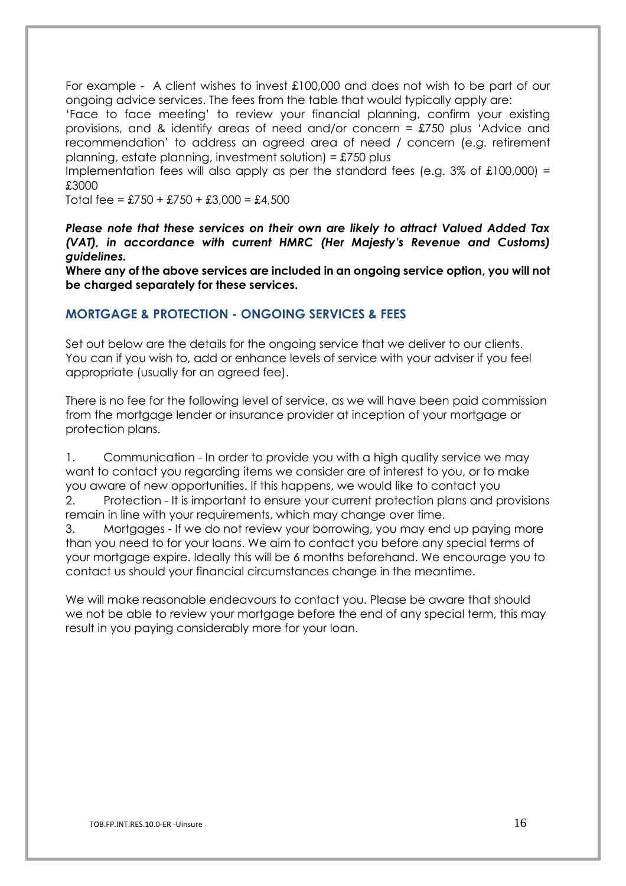For example - A client wishes to invest £100,000 and does not wish to be part of our ongoing advice services. The fees from the table that would typically apply are:
'Face to face meeting' to review your financial planning, confirm your existing provisions, and & identify areas of need and/or concern = £750 plus 'Advice and recommendation' to address an agreed area of need / concern (e.g. retirement planning, estate planning, investment solution) = £750 plus
Implementation fees will also apply as per the standard fees (e.g. 3% of £100,000) = £3000
Total fee = £750 + £750 + £3,000 = £4,500

***Please note that these services on their own are likely to attract Valued Added Tax (VAT), in accordance with current HMRC (Her Majesty's Revenue and Customs) guidelines.***

**Where any of the above services are included in an ongoing service option, you will not be charged separately for these services.**

## MORTGAGE & PROTECTION - ONGOING SERVICES & FEES

Set out below are the details for the ongoing service that we deliver to our clients.
You can if you wish to, add or enhance levels of service with your adviser if you feel appropriate (usually for an agreed fee).

There is no fee for the following level of service, as we will have been paid commission from the mortgage lender or insurance provider at inception of your mortgage or protection plans.

1. Communication - In order to provide you with a high quality service we may want to contact you regarding items we consider are of interest to you, or to make you aware of new opportunities. If this happens, we would like to contact you
2. Protection - It is important to ensure your current protection plans and provisions remain in line with your requirements, which may change over time.
3. Mortgages - If we do not review your borrowing, you may end up paying more than you need to for your loans. We aim to contact you before any special terms of your mortgage expire. Ideally this will be 6 months beforehand. We encourage you to contact us should your financial circumstances change in the meantime.

We will make reasonable endeavours to contact you. Please be aware that should we not be able to review your mortgage before the end of any special term, this may result in you paying considerably more for your loan.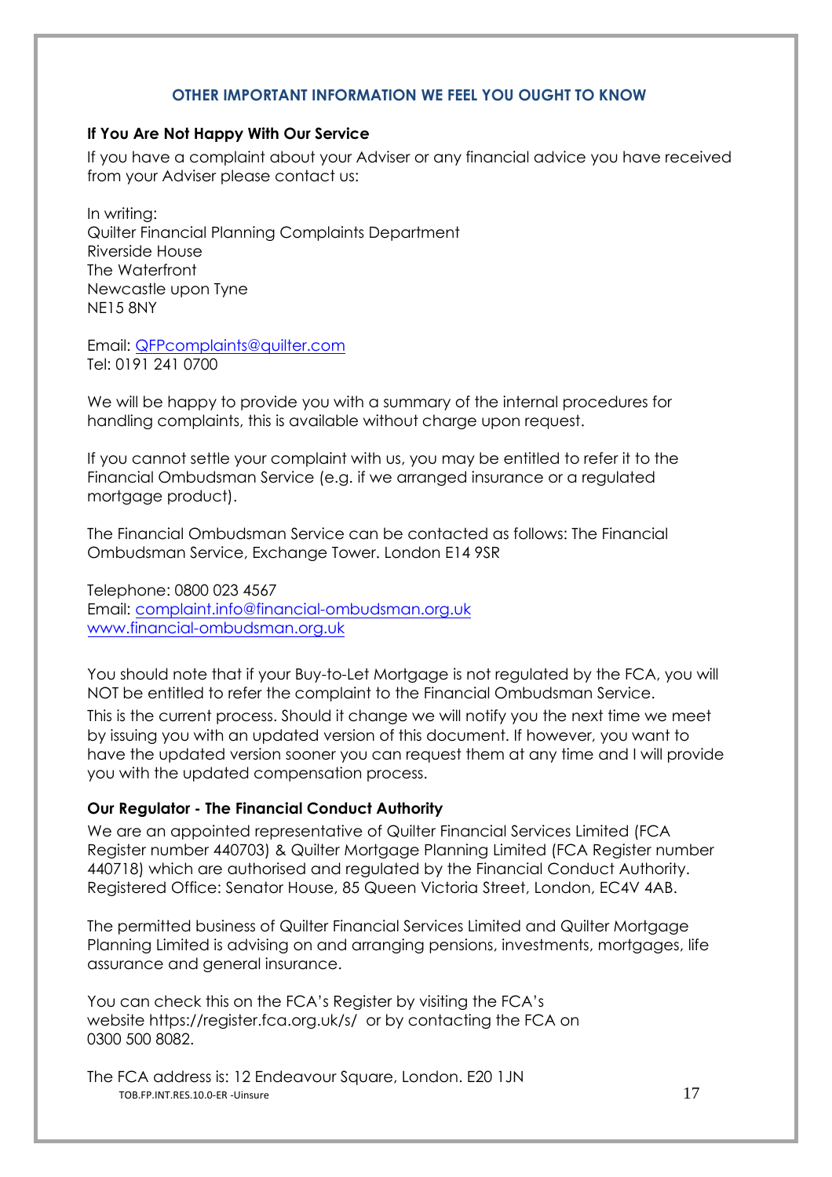## OTHER IMPORTANT INFORMATION WE FEEL YOU OUGHT TO KNOW

**If You Are Not Happy With Our Service**

If you have a complaint about your Adviser or any financial advice you have received from your Adviser please contact us:

In writing:
Quilter Financial Planning Complaints Department
Riverside House
The Waterfront
Newcastle upon Tyne
NE15 8NY

Email: QFPcomplaints@quilter.com
Tel: 0191 241 0700

We will be happy to provide you with a summary of the internal procedures for handling complaints, this is available without charge upon request.

If you cannot settle your complaint with us, you may be entitled to refer it to the Financial Ombudsman Service (e.g. if we arranged insurance or a regulated mortgage product).

The Financial Ombudsman Service can be contacted as follows: The Financial Ombudsman Service, Exchange Tower. London E14 9SR

Telephone: 0800 023 4567
Email: complaint.info@financial-ombudsman.org.uk
www.financial-ombudsman.org.uk

You should note that if your Buy-to-Let Mortgage is not regulated by the FCA, you will NOT be entitled to refer the complaint to the Financial Ombudsman Service.

This is the current process. Should it change we will notify you the next time we meet by issuing you with an updated version of this document. If however, you want to have the updated version sooner you can request them at any time and I will provide you with the updated compensation process.

**Our Regulator - The Financial Conduct Authority**

We are an appointed representative of Quilter Financial Services Limited (FCA Register number 440703) & Quilter Mortgage Planning Limited (FCA Register number 440718) which are authorised and regulated by the Financial Conduct Authority. Registered Office: Senator House, 85 Queen Victoria Street, London, EC4V 4AB.

The permitted business of Quilter Financial Services Limited and Quilter Mortgage Planning Limited is advising on and arranging pensions, investments, mortgages, life assurance and general insurance.

You can check this on the FCA's Register by visiting the FCA's website https://register.fca.org.uk/s/ or by contacting the FCA on 0300 500 8082.

The FCA address is: 12 Endeavour Square, London. E20 1JN

TOB.FP.INT.RES.10.0-ER -Uinsure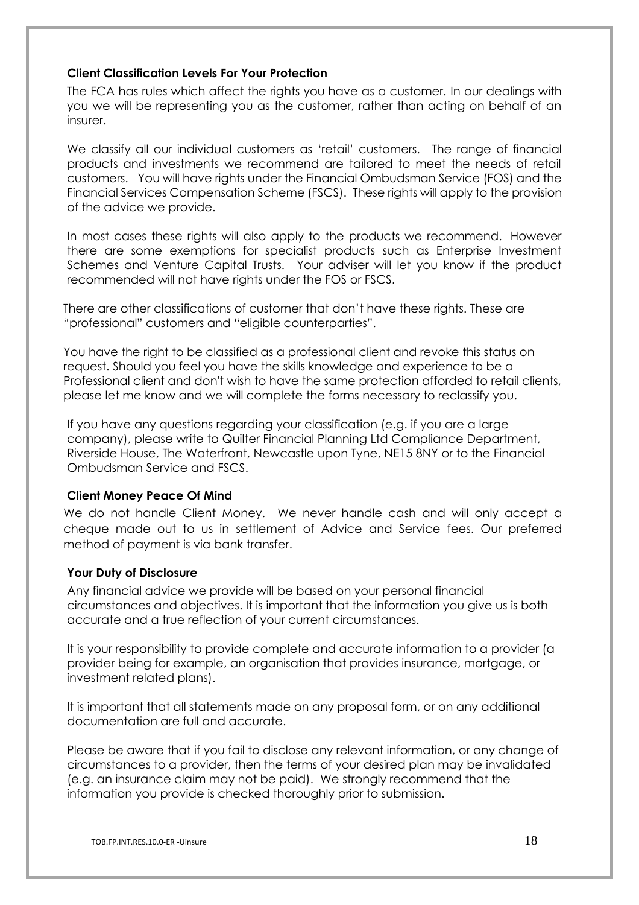### Client Classification Levels For Your Protection

The FCA has rules which affect the rights you have as a customer. In our dealings with you we will be representing you as the customer, rather than acting on behalf of an insurer.

We classify all our individual customers as 'retail' customers. The range of financial products and investments we recommend are tailored to meet the needs of retail customers. You will have rights under the Financial Ombudsman Service (FOS) and the Financial Services Compensation Scheme (FSCS). These rights will apply to the provision of the advice we provide.

In most cases these rights will also apply to the products we recommend. However there are some exemptions for specialist products such as Enterprise Investment Schemes and Venture Capital Trusts. Your adviser will let you know if the product recommended will not have rights under the FOS or FSCS.

There are other classifications of customer that don't have these rights. These are "professional" customers and "eligible counterparties".

You have the right to be classified as a professional client and revoke this status on request. Should you feel you have the skills knowledge and experience to be a Professional client and don't wish to have the same protection afforded to retail clients, please let me know and we will complete the forms necessary to reclassify you.

If you have any questions regarding your classification (e.g. if you are a large company), please write to Quilter Financial Planning Ltd Compliance Department, Riverside House, The Waterfront, Newcastle upon Tyne, NE15 8NY or to the Financial Ombudsman Service and FSCS.

### Client Money Peace Of Mind

We do not handle Client Money. We never handle cash and will only accept a cheque made out to us in settlement of Advice and Service fees. Our preferred method of payment is via bank transfer.

### Your Duty of Disclosure

Any financial advice we provide will be based on your personal financial circumstances and objectives. It is important that the information you give us is both accurate and a true reflection of your current circumstances.

It is your responsibility to provide complete and accurate information to a provider (a provider being for example, an organisation that provides insurance, mortgage, or investment related plans).

It is important that all statements made on any proposal form, or on any additional documentation are full and accurate.

Please be aware that if you fail to disclose any relevant information, or any change of circumstances to a provider, then the terms of your desired plan may be invalidated (e.g. an insurance claim may not be paid). We strongly recommend that the information you provide is checked thoroughly prior to submission.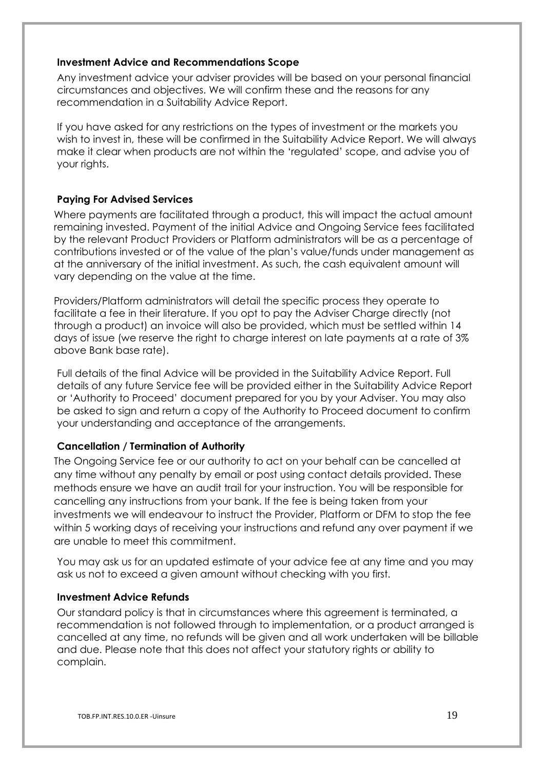### Investment Advice and Recommendations Scope

Any investment advice your adviser provides will be based on your personal financial circumstances and objectives. We will confirm these and the reasons for any recommendation in a Suitability Advice Report.

If you have asked for any restrictions on the types of investment or the markets you wish to invest in, these will be confirmed in the Suitability Advice Report. We will always make it clear when products are not within the 'regulated' scope, and advise you of your rights.

### Paying For Advised Services

Where payments are facilitated through a product, this will impact the actual amount remaining invested. Payment of the initial Advice and Ongoing Service fees facilitated by the relevant Product Providers or Platform administrators will be as a percentage of contributions invested or of the value of the plan's value/funds under management as at the anniversary of the initial investment. As such, the cash equivalent amount will vary depending on the value at the time.

Providers/Platform administrators will detail the specific process they operate to facilitate a fee in their literature. If you opt to pay the Adviser Charge directly (not through a product) an invoice will also be provided, which must be settled within 14 days of issue (we reserve the right to charge interest on late payments at a rate of 3% above Bank base rate).

Full details of the final Advice will be provided in the Suitability Advice Report. Full details of any future Service fee will be provided either in the Suitability Advice Report or 'Authority to Proceed' document prepared for you by your Adviser. You may also be asked to sign and return a copy of the Authority to Proceed document to confirm your understanding and acceptance of the arrangements.

### Cancellation / Termination of Authority

The Ongoing Service fee or our authority to act on your behalf can be cancelled at any time without any penalty by email or post using contact details provided. These methods ensure we have an audit trail for your instruction. You will be responsible for cancelling any instructions from your bank. If the fee is being taken from your investments we will endeavour to instruct the Provider, Platform or DFM to stop the fee within 5 working days of receiving your instructions and refund any over payment if we are unable to meet this commitment.

You may ask us for an updated estimate of your advice fee at any time and you may ask us not to exceed a given amount without checking with you first.

### Investment Advice Refunds

Our standard policy is that in circumstances where this agreement is terminated, a recommendation is not followed through to implementation, or a product arranged is cancelled at any time, no refunds will be given and all work undertaken will be billable and due. Please note that this does not affect your statutory rights or ability to complain.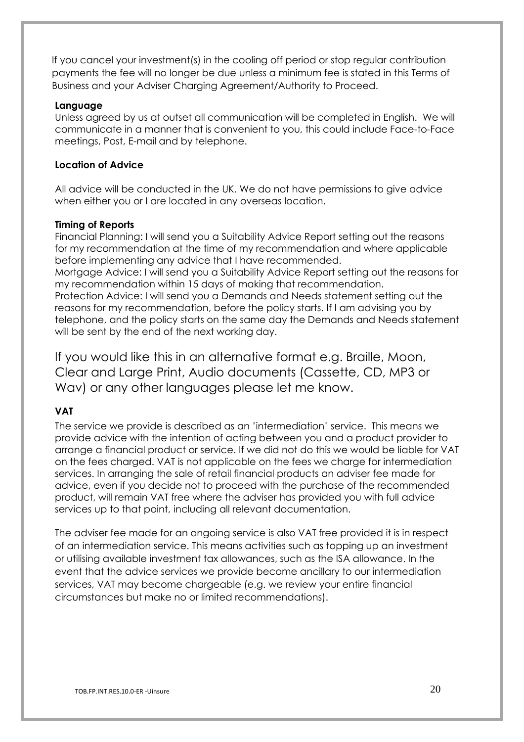If you cancel your investment(s) in the cooling off period or stop regular contribution payments the fee will no longer be due unless a minimum fee is stated in this Terms of Business and your Adviser Charging Agreement/Authority to Proceed.

**Language**

Unless agreed by us at outset all communication will be completed in English. We will communicate in a manner that is convenient to you, this could include Face-to-Face meetings, Post, E-mail and by telephone.

**Location of Advice**

All advice will be conducted in the UK. We do not have permissions to give advice when either you or I are located in any overseas location.

**Timing of Reports**

Financial Planning: I will send you a Suitability Advice Report setting out the reasons for my recommendation at the time of my recommendation and where applicable before implementing any advice that I have recommended.

Mortgage Advice: I will send you a Suitability Advice Report setting out the reasons for my recommendation within 15 days of making that recommendation.

Protection Advice: I will send you a Demands and Needs statement setting out the reasons for my recommendation, before the policy starts. If I am advising you by telephone, and the policy starts on the same day the Demands and Needs statement will be sent by the end of the next working day.

If you would like this in an alternative format e.g. Braille, Moon, Clear and Large Print, Audio documents (Cassette, CD, MP3 or Wav) or any other languages please let me know.

**VAT**

The service we provide is described as an 'intermediation' service. This means we provide advice with the intention of acting between you and a product provider to arrange a financial product or service. If we did not do this we would be liable for VAT on the fees charged. VAT is not applicable on the fees we charge for intermediation services. In arranging the sale of retail financial products an adviser fee made for advice, even if you decide not to proceed with the purchase of the recommended product, will remain VAT free where the adviser has provided you with full advice services up to that point, including all relevant documentation.

The adviser fee made for an ongoing service is also VAT free provided it is in respect of an intermediation service. This means activities such as topping up an investment or utilising available investment tax allowances, such as the ISA allowance. In the event that the advice services we provide become ancillary to our intermediation services, VAT may become chargeable (e.g. we review your entire financial circumstances but make no or limited recommendations).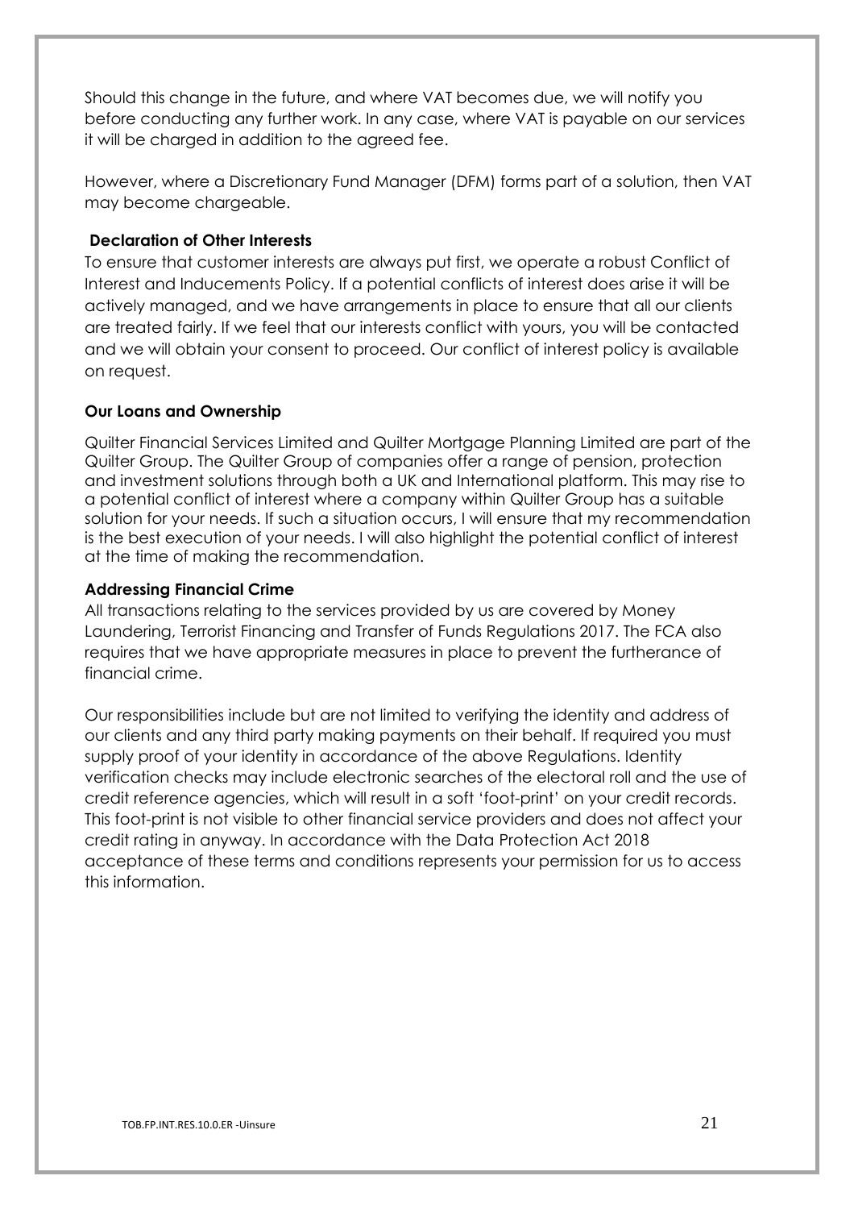Should this change in the future, and where VAT becomes due, we will notify you before conducting any further work. In any case, where VAT is payable on our services it will be charged in addition to the agreed fee.

However, where a Discretionary Fund Manager (DFM) forms part of a solution, then VAT may become chargeable.

**Declaration of Other Interests**

To ensure that customer interests are always put first, we operate a robust Conflict of Interest and Inducements Policy. If a potential conflicts of interest does arise it will be actively managed, and we have arrangements in place to ensure that all our clients are treated fairly. If we feel that our interests conflict with yours, you will be contacted and we will obtain your consent to proceed. Our conflict of interest policy is available on request.

**Our Loans and Ownership**

Quilter Financial Services Limited and Quilter Mortgage Planning Limited are part of the Quilter Group. The Quilter Group of companies offer a range of pension, protection and investment solutions through both a UK and International platform. This may rise to a potential conflict of interest where a company within Quilter Group has a suitable solution for your needs. If such a situation occurs, I will ensure that my recommendation is the best execution of your needs. I will also highlight the potential conflict of interest at the time of making the recommendation.

**Addressing Financial Crime**

All transactions relating to the services provided by us are covered by Money Laundering, Terrorist Financing and Transfer of Funds Regulations 2017. The FCA also requires that we have appropriate measures in place to prevent the furtherance of financial crime.

Our responsibilities include but are not limited to verifying the identity and address of our clients and any third party making payments on their behalf. If required you must supply proof of your identity in accordance of the above Regulations. Identity verification checks may include electronic searches of the electoral roll and the use of credit reference agencies, which will result in a soft 'foot-print' on your credit records. This foot-print is not visible to other financial service providers and does not affect your credit rating in anyway. In accordance with the Data Protection Act 2018 acceptance of these terms and conditions represents your permission for us to access this information.

TOB.FP.INT.RES.10.0.ER -Uinsure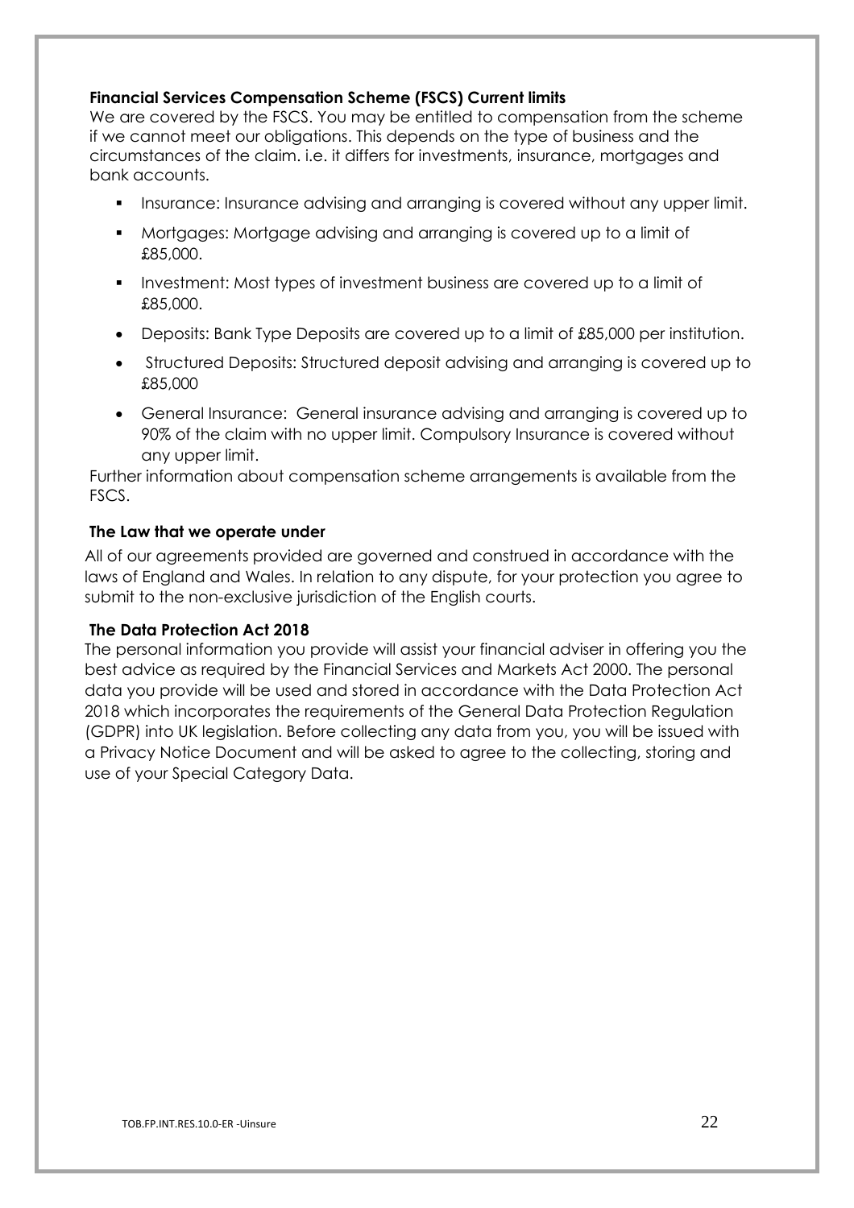**Financial Services Compensation Scheme (FSCS) Current limits**

We are covered by the FSCS. You may be entitled to compensation from the scheme if we cannot meet our obligations. This depends on the type of business and the circumstances of the claim. i.e. it differs for investments, insurance, mortgages and bank accounts.

- Insurance: Insurance advising and arranging is covered without any upper limit.
- Mortgages: Mortgage advising and arranging is covered up to a limit of £85,000.
- Investment: Most types of investment business are covered up to a limit of £85,000.
- Deposits: Bank Type Deposits are covered up to a limit of £85,000 per institution.
- Structured Deposits: Structured deposit advising and arranging is covered up to £85,000
- General Insurance: General insurance advising and arranging is covered up to 90% of the claim with no upper limit. Compulsory Insurance is covered without any upper limit.

Further information about compensation scheme arrangements is available from the FSCS.

**The Law that we operate under**

All of our agreements provided are governed and construed in accordance with the laws of England and Wales. In relation to any dispute, for your protection you agree to submit to the non-exclusive jurisdiction of the English courts.

**The Data Protection Act 2018**

The personal information you provide will assist your financial adviser in offering you the best advice as required by the Financial Services and Markets Act 2000. The personal data you provide will be used and stored in accordance with the Data Protection Act 2018 which incorporates the requirements of the General Data Protection Regulation (GDPR) into UK legislation. Before collecting any data from you, you will be issued with a Privacy Notice Document and will be asked to agree to the collecting, storing and use of your Special Category Data.

TOB.FP.INT.RES.10.0-ER -Uinsure